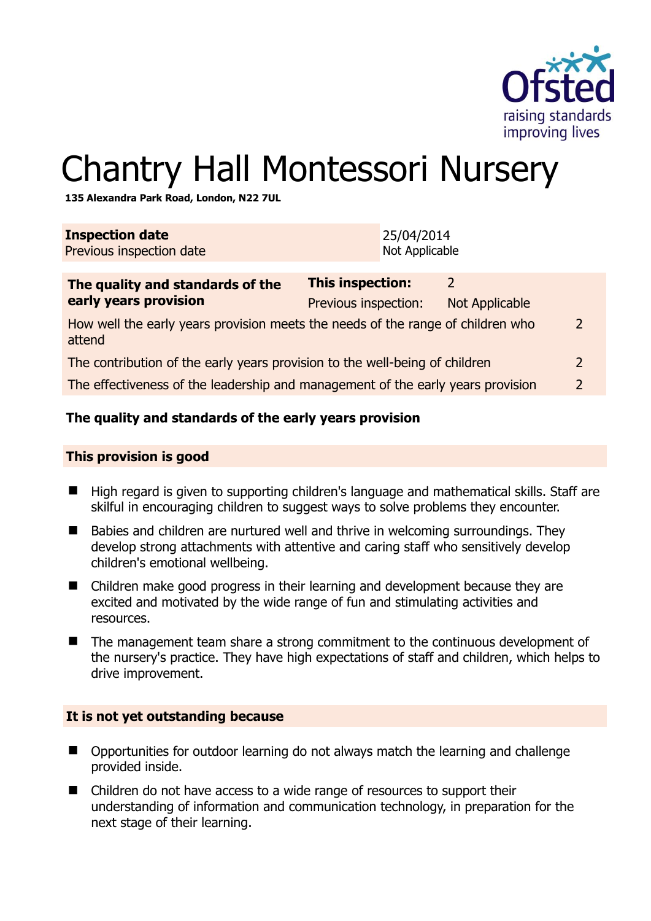# Chantry Hall Montessori Nursery

**135 Alexandra Park Road, London, N22 7UL**

| **Inspection date** | 25/04/2014 |
|---|---|
| Previous inspection date | Not Applicable |

| **The quality and standards of the early years provision** | **This inspection:** | 2 | |
|---|---|---|---|
| | Previous inspection: | Not Applicable | |
| How well the early years provision meets the needs of the range of children who attend | | | 2 |
| The contribution of the early years provision to the well-being of children | | | 2 |
| The effectiveness of the leadership and management of the early years provision | | | 2 |

## The quality and standards of the early years provision

### This provision is good

- High regard is given to supporting children's language and mathematical skills. Staff are skilful in encouraging children to suggest ways to solve problems they encounter.
- Babies and children are nurtured well and thrive in welcoming surroundings. They develop strong attachments with attentive and caring staff who sensitively develop children's emotional wellbeing.
- Children make good progress in their learning and development because they are excited and motivated by the wide range of fun and stimulating activities and resources.
- The management team share a strong commitment to the continuous development of the nursery's practice. They have high expectations of staff and children, which helps to drive improvement.

### It is not yet outstanding because

- Opportunities for outdoor learning do not always match the learning and challenge provided inside.
- Children do not have access to a wide range of resources to support their understanding of information and communication technology, in preparation for the next stage of their learning.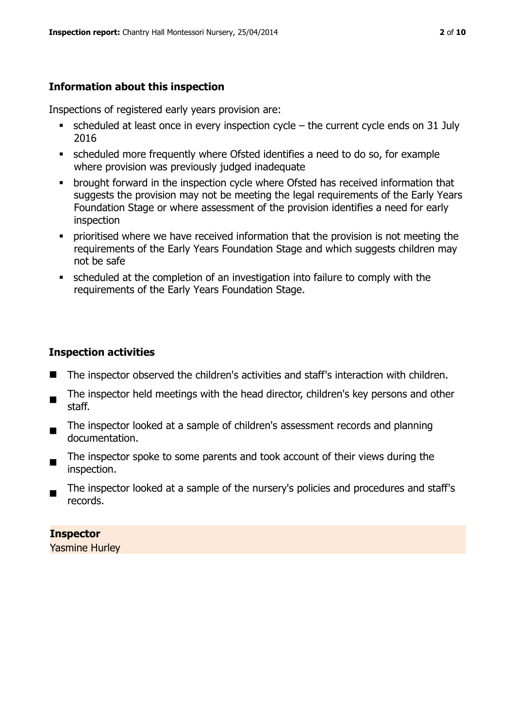## Information about this inspection

Inspections of registered early years provision are:

- scheduled at least once in every inspection cycle – the current cycle ends on 31 July 2016
- scheduled more frequently where Ofsted identifies a need to do so, for example where provision was previously judged inadequate
- brought forward in the inspection cycle where Ofsted has received information that suggests the provision may not be meeting the legal requirements of the Early Years Foundation Stage or where assessment of the provision identifies a need for early inspection
- prioritised where we have received information that the provision is not meeting the requirements of the Early Years Foundation Stage and which suggests children may not be safe
- scheduled at the completion of an investigation into failure to comply with the requirements of the Early Years Foundation Stage.

## Inspection activities

- The inspector observed the children's activities and staff's interaction with children.
- The inspector held meetings with the head director, children's key persons and other staff.
- The inspector looked at a sample of children's assessment records and planning documentation.
- The inspector spoke to some parents and took account of their views during the inspection.
- The inspector looked at a sample of the nursery's policies and procedures and staff's records.

**Inspector**
Yasmine Hurley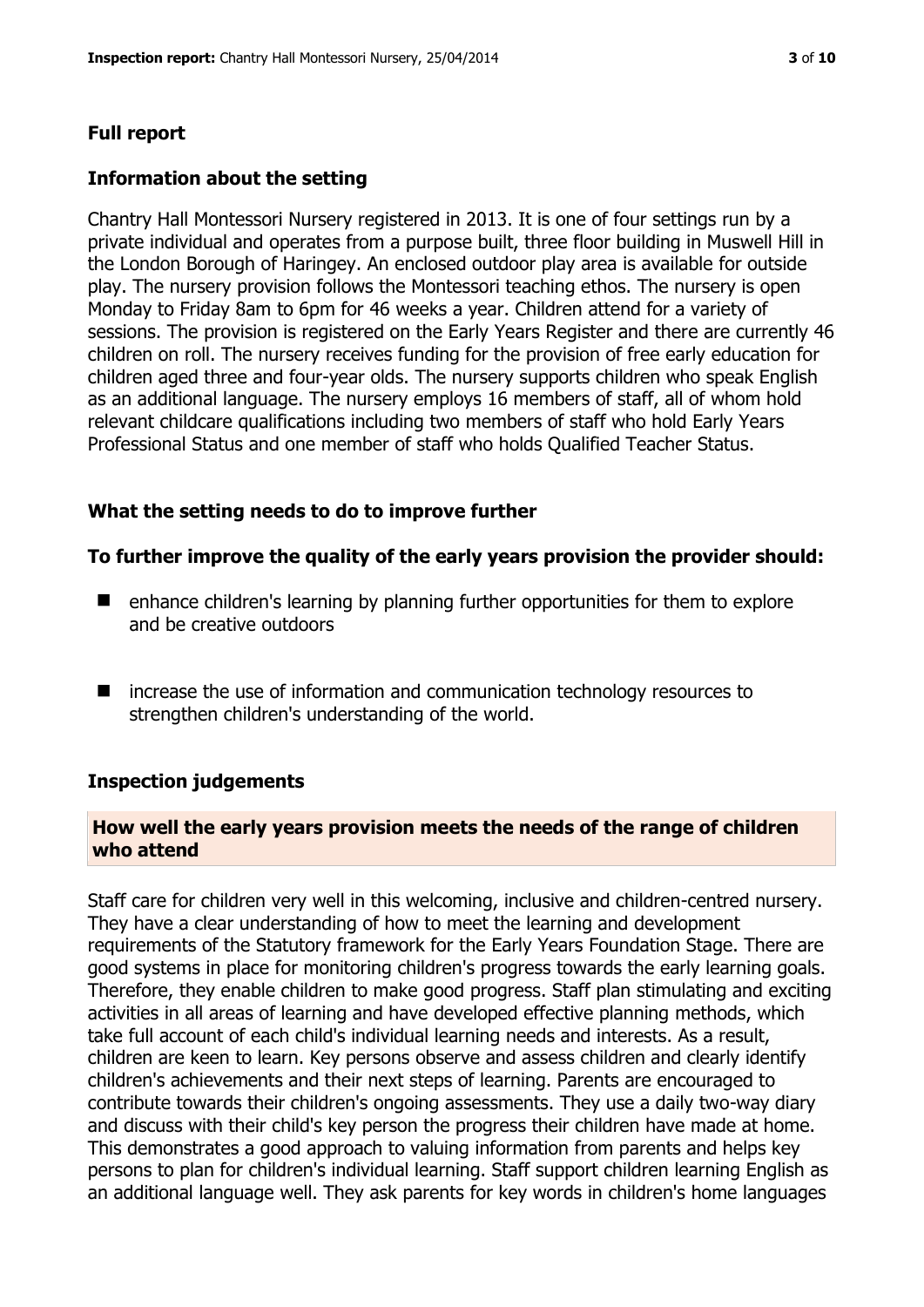## Full report

### Information about the setting

Chantry Hall Montessori Nursery registered in 2013. It is one of four settings run by a private individual and operates from a purpose built, three floor building in Muswell Hill in the London Borough of Haringey. An enclosed outdoor play area is available for outside play. The nursery provision follows the Montessori teaching ethos. The nursery is open Monday to Friday 8am to 6pm for 46 weeks a year. Children attend for a variety of sessions. The provision is registered on the Early Years Register and there are currently 46 children on roll. The nursery receives funding for the provision of free early education for children aged three and four-year olds. The nursery supports children who speak English as an additional language. The nursery employs 16 members of staff, all of whom hold relevant childcare qualifications including two members of staff who hold Early Years Professional Status and one member of staff who holds Qualified Teacher Status.

### What the setting needs to do to improve further

**To further improve the quality of the early years provision the provider should:**

- enhance children's learning by planning further opportunities for them to explore and be creative outdoors
- increase the use of information and communication technology resources to strengthen children's understanding of the world.

### Inspection judgements

**How well the early years provision meets the needs of the range of children who attend**

Staff care for children very well in this welcoming, inclusive and children-centred nursery. They have a clear understanding of how to meet the learning and development requirements of the Statutory framework for the Early Years Foundation Stage. There are good systems in place for monitoring children's progress towards the early learning goals. Therefore, they enable children to make good progress. Staff plan stimulating and exciting activities in all areas of learning and have developed effective planning methods, which take full account of each child's individual learning needs and interests. As a result, children are keen to learn. Key persons observe and assess children and clearly identify children's achievements and their next steps of learning. Parents are encouraged to contribute towards their children's ongoing assessments. They use a daily two-way diary and discuss with their child's key person the progress their children have made at home. This demonstrates a good approach to valuing information from parents and helps key persons to plan for children's individual learning. Staff support children learning English as an additional language well. They ask parents for key words in children's home languages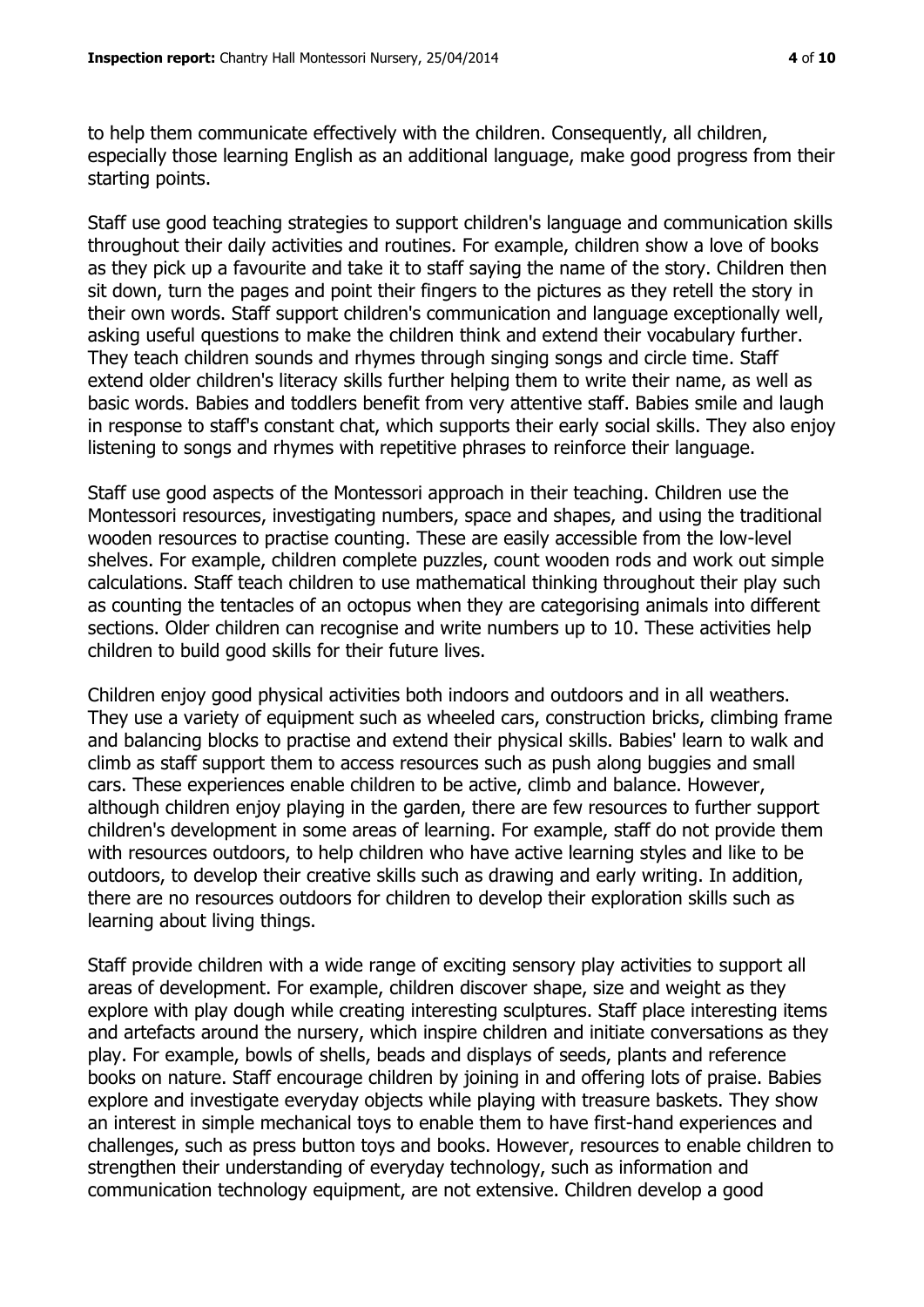to help them communicate effectively with the children. Consequently, all children, especially those learning English as an additional language, make good progress from their starting points.

Staff use good teaching strategies to support children's language and communication skills throughout their daily activities and routines. For example, children show a love of books as they pick up a favourite and take it to staff saying the name of the story. Children then sit down, turn the pages and point their fingers to the pictures as they retell the story in their own words. Staff support children's communication and language exceptionally well, asking useful questions to make the children think and extend their vocabulary further. They teach children sounds and rhymes through singing songs and circle time. Staff extend older children's literacy skills further helping them to write their name, as well as basic words. Babies and toddlers benefit from very attentive staff. Babies smile and laugh in response to staff's constant chat, which supports their early social skills. They also enjoy listening to songs and rhymes with repetitive phrases to reinforce their language.

Staff use good aspects of the Montessori approach in their teaching. Children use the Montessori resources, investigating numbers, space and shapes, and using the traditional wooden resources to practise counting. These are easily accessible from the low-level shelves. For example, children complete puzzles, count wooden rods and work out simple calculations. Staff teach children to use mathematical thinking throughout their play such as counting the tentacles of an octopus when they are categorising animals into different sections. Older children can recognise and write numbers up to 10. These activities help children to build good skills for their future lives.

Children enjoy good physical activities both indoors and outdoors and in all weathers. They use a variety of equipment such as wheeled cars, construction bricks, climbing frame and balancing blocks to practise and extend their physical skills. Babies' learn to walk and climb as staff support them to access resources such as push along buggies and small cars. These experiences enable children to be active, climb and balance. However, although children enjoy playing in the garden, there are few resources to further support children's development in some areas of learning. For example, staff do not provide them with resources outdoors, to help children who have active learning styles and like to be outdoors, to develop their creative skills such as drawing and early writing. In addition, there are no resources outdoors for children to develop their exploration skills such as learning about living things.

Staff provide children with a wide range of exciting sensory play activities to support all areas of development. For example, children discover shape, size and weight as they explore with play dough while creating interesting sculptures. Staff place interesting items and artefacts around the nursery, which inspire children and initiate conversations as they play. For example, bowls of shells, beads and displays of seeds, plants and reference books on nature. Staff encourage children by joining in and offering lots of praise. Babies explore and investigate everyday objects while playing with treasure baskets. They show an interest in simple mechanical toys to enable them to have first-hand experiences and challenges, such as press button toys and books. However, resources to enable children to strengthen their understanding of everyday technology, such as information and communication technology equipment, are not extensive. Children develop a good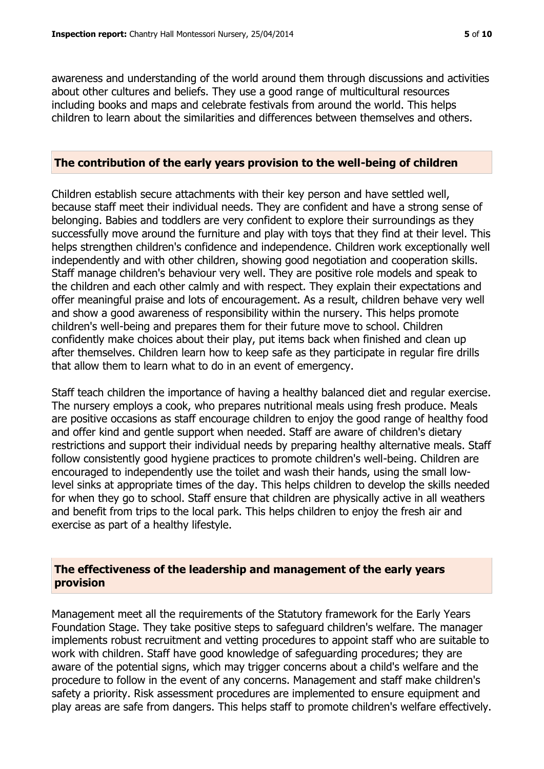awareness and understanding of the world around them through discussions and activities about other cultures and beliefs. They use a good range of multicultural resources including books and maps and celebrate festivals from around the world. This helps children to learn about the similarities and differences between themselves and others.

## The contribution of the early years provision to the well-being of children

Children establish secure attachments with their key person and have settled well, because staff meet their individual needs. They are confident and have a strong sense of belonging. Babies and toddlers are very confident to explore their surroundings as they successfully move around the furniture and play with toys that they find at their level. This helps strengthen children's confidence and independence. Children work exceptionally well independently and with other children, showing good negotiation and cooperation skills. Staff manage children's behaviour very well. They are positive role models and speak to the children and each other calmly and with respect. They explain their expectations and offer meaningful praise and lots of encouragement. As a result, children behave very well and show a good awareness of responsibility within the nursery. This helps promote children's well-being and prepares them for their future move to school. Children confidently make choices about their play, put items back when finished and clean up after themselves. Children learn how to keep safe as they participate in regular fire drills that allow them to learn what to do in an event of emergency.

Staff teach children the importance of having a healthy balanced diet and regular exercise. The nursery employs a cook, who prepares nutritional meals using fresh produce. Meals are positive occasions as staff encourage children to enjoy the good range of healthy food and offer kind and gentle support when needed. Staff are aware of children's dietary restrictions and support their individual needs by preparing healthy alternative meals. Staff follow consistently good hygiene practices to promote children's well-being. Children are encouraged to independently use the toilet and wash their hands, using the small low-level sinks at appropriate times of the day. This helps children to develop the skills needed for when they go to school. Staff ensure that children are physically active in all weathers and benefit from trips to the local park. This helps children to enjoy the fresh air and exercise as part of a healthy lifestyle.

## The effectiveness of the leadership and management of the early years provision

Management meet all the requirements of the Statutory framework for the Early Years Foundation Stage. They take positive steps to safeguard children's welfare. The manager implements robust recruitment and vetting procedures to appoint staff who are suitable to work with children. Staff have good knowledge of safeguarding procedures; they are aware of the potential signs, which may trigger concerns about a child's welfare and the procedure to follow in the event of any concerns. Management and staff make children's safety a priority. Risk assessment procedures are implemented to ensure equipment and play areas are safe from dangers. This helps staff to promote children's welfare effectively.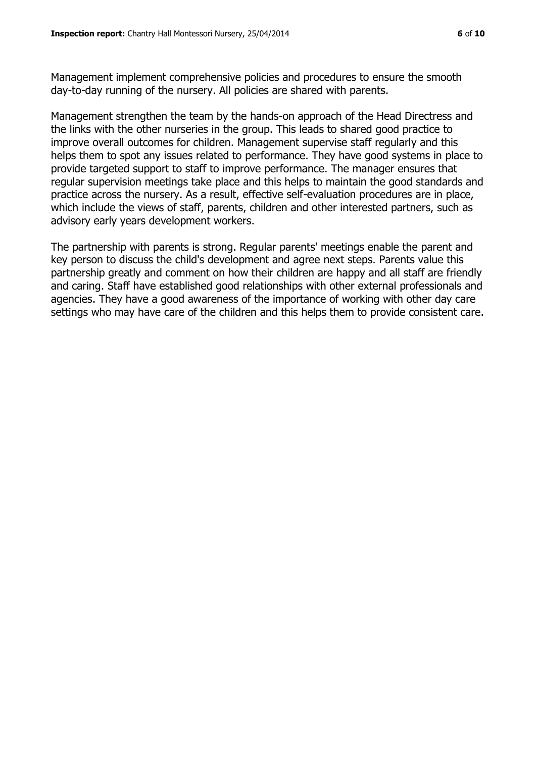Management implement comprehensive policies and procedures to ensure the smooth day-to-day running of the nursery. All policies are shared with parents.

Management strengthen the team by the hands-on approach of the Head Directress and the links with the other nurseries in the group. This leads to shared good practice to improve overall outcomes for children. Management supervise staff regularly and this helps them to spot any issues related to performance. They have good systems in place to provide targeted support to staff to improve performance. The manager ensures that regular supervision meetings take place and this helps to maintain the good standards and practice across the nursery. As a result, effective self-evaluation procedures are in place, which include the views of staff, parents, children and other interested partners, such as advisory early years development workers.

The partnership with parents is strong. Regular parents' meetings enable the parent and key person to discuss the child's development and agree next steps. Parents value this partnership greatly and comment on how their children are happy and all staff are friendly and caring. Staff have established good relationships with other external professionals and agencies. They have a good awareness of the importance of working with other day care settings who may have care of the children and this helps them to provide consistent care.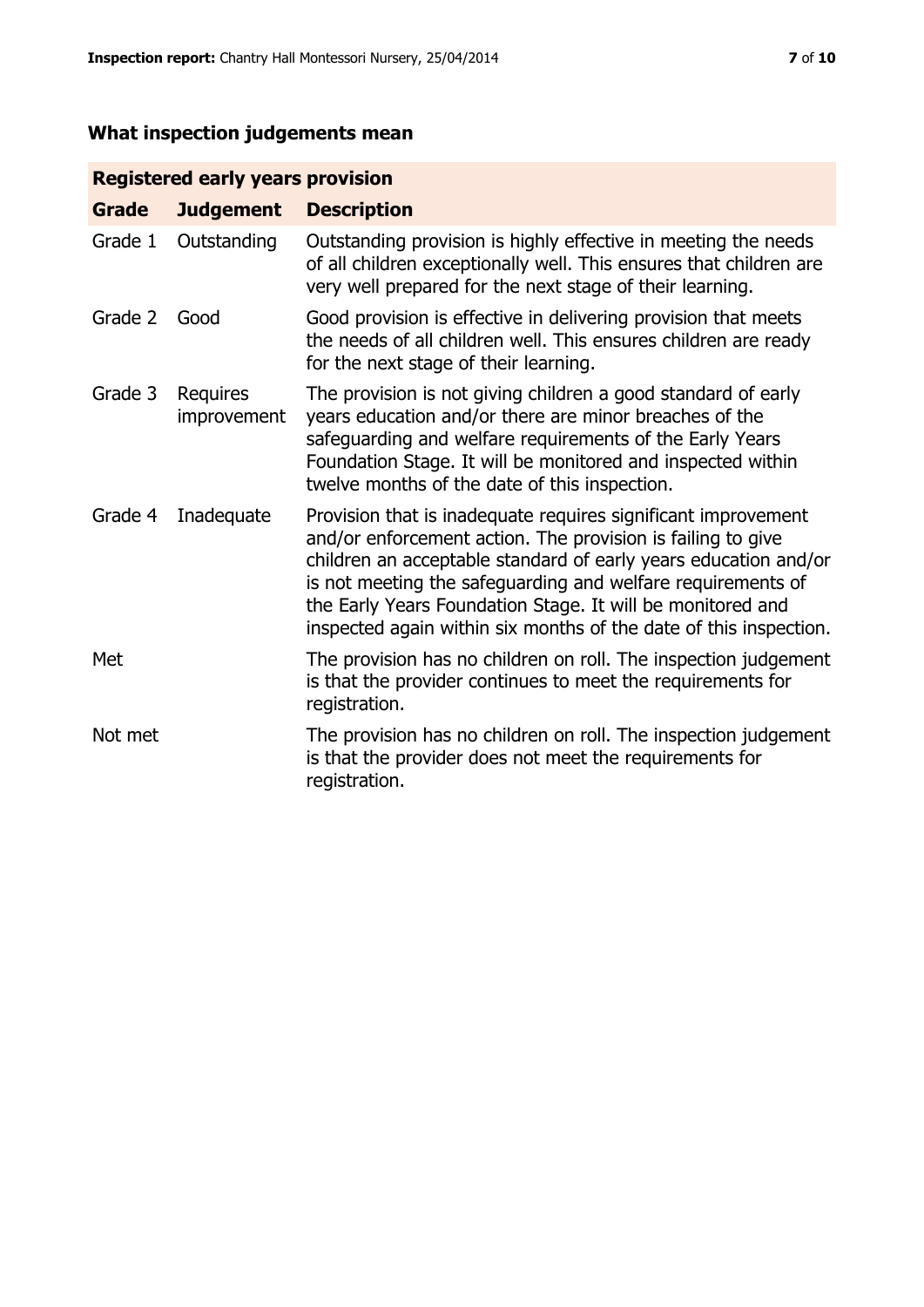## What inspection judgements mean

| Registered early years provision | | |
|---|---|---|
| **Grade** | **Judgement** | **Description** |
| Grade 1 | Outstanding | Outstanding provision is highly effective in meeting the needs of all children exceptionally well. This ensures that children are very well prepared for the next stage of their learning. |
| Grade 2 | Good | Good provision is effective in delivering provision that meets the needs of all children well. This ensures children are ready for the next stage of their learning. |
| Grade 3 | Requires improvement | The provision is not giving children a good standard of early years education and/or there are minor breaches of the safeguarding and welfare requirements of the Early Years Foundation Stage. It will be monitored and inspected within twelve months of the date of this inspection. |
| Grade 4 | Inadequate | Provision that is inadequate requires significant improvement and/or enforcement action. The provision is failing to give children an acceptable standard of early years education and/or is not meeting the safeguarding and welfare requirements of the Early Years Foundation Stage. It will be monitored and inspected again within six months of the date of this inspection. |
| Met | | The provision has no children on roll. The inspection judgement is that the provider continues to meet the requirements for registration. |
| Not met | | The provision has no children on roll. The inspection judgement is that the provider does not meet the requirements for registration. |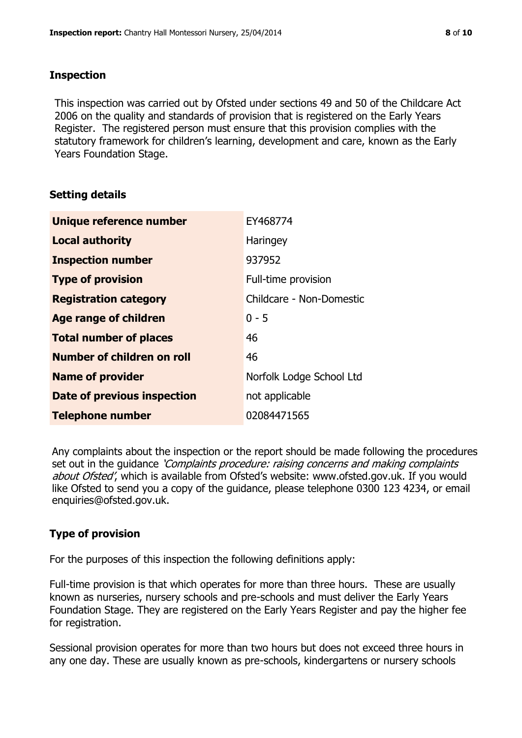## Inspection

This inspection was carried out by Ofsted under sections 49 and 50 of the Childcare Act 2006 on the quality and standards of provision that is registered on the Early Years Register. The registered person must ensure that this provision complies with the statutory framework for children's learning, development and care, known as the Early Years Foundation Stage.

## Setting details

| | |
|---|---|
| **Unique reference number** | EY468774 |
| **Local authority** | Haringey |
| **Inspection number** | 937952 |
| **Type of provision** | Full-time provision |
| **Registration category** | Childcare - Non-Domestic |
| **Age range of children** | 0 - 5 |
| **Total number of places** | 46 |
| **Number of children on roll** | 46 |
| **Name of provider** | Norfolk Lodge School Ltd |
| **Date of previous inspection** | not applicable |
| **Telephone number** | 02084471565 |

Any complaints about the inspection or the report should be made following the procedures set out in the guidance *'Complaints procedure: raising concerns and making complaints about Ofsted'*, which is available from Ofsted's website: www.ofsted.gov.uk. If you would like Ofsted to send you a copy of the guidance, please telephone 0300 123 4234, or email enquiries@ofsted.gov.uk.

## Type of provision

For the purposes of this inspection the following definitions apply:

Full-time provision is that which operates for more than three hours. These are usually known as nurseries, nursery schools and pre-schools and must deliver the Early Years Foundation Stage. They are registered on the Early Years Register and pay the higher fee for registration.

Sessional provision operates for more than two hours but does not exceed three hours in any one day. These are usually known as pre-schools, kindergartens or nursery schools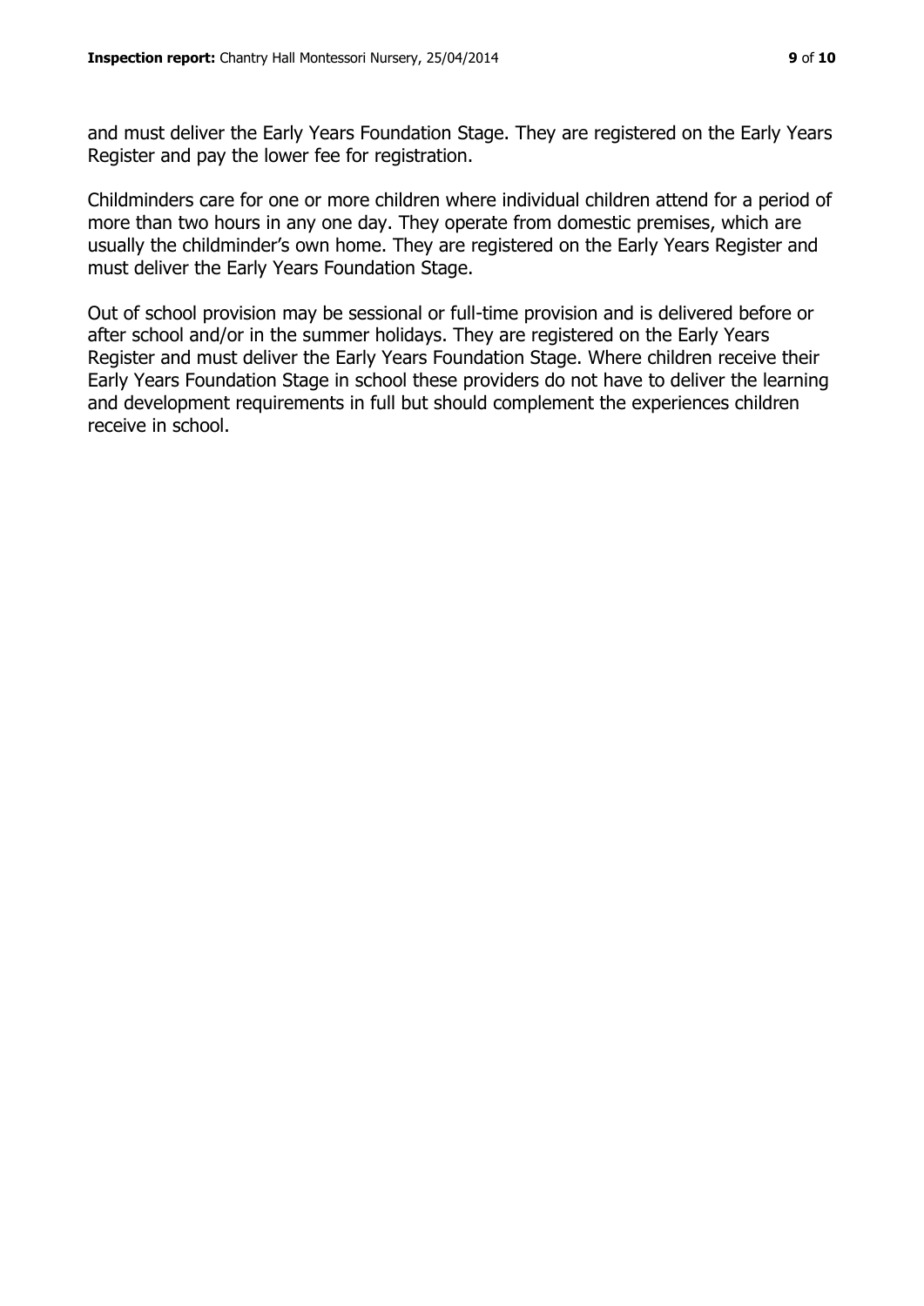and must deliver the Early Years Foundation Stage. They are registered on the Early Years Register and pay the lower fee for registration.

Childminders care for one or more children where individual children attend for a period of more than two hours in any one day. They operate from domestic premises, which are usually the childminder's own home. They are registered on the Early Years Register and must deliver the Early Years Foundation Stage.

Out of school provision may be sessional or full-time provision and is delivered before or after school and/or in the summer holidays. They are registered on the Early Years Register and must deliver the Early Years Foundation Stage. Where children receive their Early Years Foundation Stage in school these providers do not have to deliver the learning and development requirements in full but should complement the experiences children receive in school.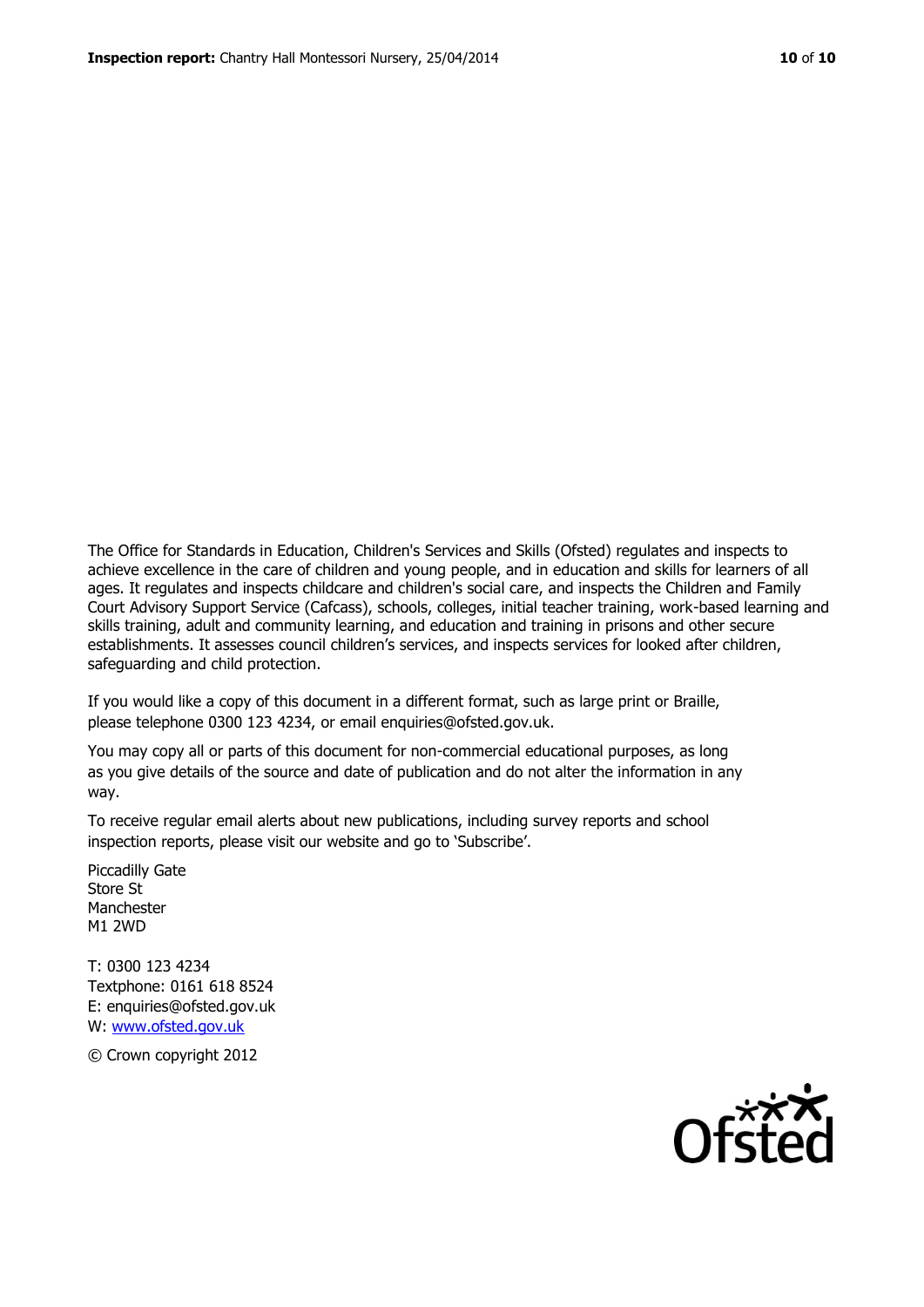The Office for Standards in Education, Children's Services and Skills (Ofsted) regulates and inspects to achieve excellence in the care of children and young people, and in education and skills for learners of all ages. It regulates and inspects childcare and children's social care, and inspects the Children and Family Court Advisory Support Service (Cafcass), schools, colleges, initial teacher training, work-based learning and skills training, adult and community learning, and education and training in prisons and other secure establishments. It assesses council children's services, and inspects services for looked after children, safeguarding and child protection.

If you would like a copy of this document in a different format, such as large print or Braille, please telephone 0300 123 4234, or email enquiries@ofsted.gov.uk.

You may copy all or parts of this document for non-commercial educational purposes, as long as you give details of the source and date of publication and do not alter the information in any way.

To receive regular email alerts about new publications, including survey reports and school inspection reports, please visit our website and go to 'Subscribe'.

Piccadilly Gate
Store St
Manchester
M1 2WD

T: 0300 123 4234
Textphone: 0161 618 8524
E: enquiries@ofsted.gov.uk
W: [www.ofsted.gov.uk](http://www.ofsted.gov.uk)

© Crown copyright 2012

Ofsted